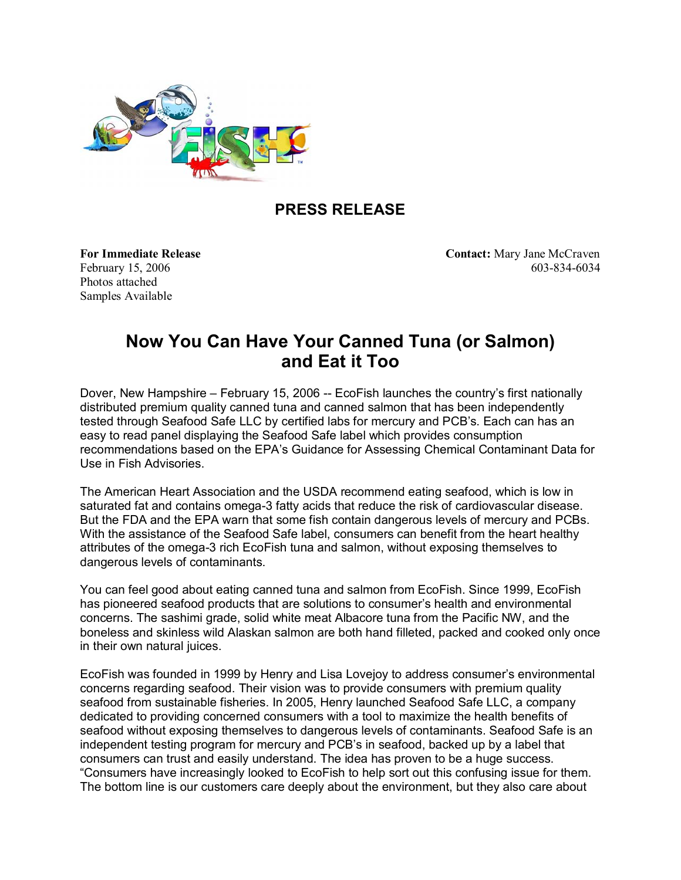## PRESS RELEASE

**For Immediate Release**
February 15, 2006
Photos attached
Samples Available

**Contact:** Mary Jane McCraven
603-834-6034

# Now You Can Have Your Canned Tuna (or Salmon) and Eat it Too

Dover, New Hampshire – February 15, 2006 -- EcoFish launches the country's first nationally distributed premium quality canned tuna and canned salmon that has been independently tested through Seafood Safe LLC by certified labs for mercury and PCB's. Each can has an easy to read panel displaying the Seafood Safe label which provides consumption recommendations based on the EPA's Guidance for Assessing Chemical Contaminant Data for Use in Fish Advisories.

The American Heart Association and the USDA recommend eating seafood, which is low in saturated fat and contains omega-3 fatty acids that reduce the risk of cardiovascular disease. But the FDA and the EPA warn that some fish contain dangerous levels of mercury and PCBs. With the assistance of the Seafood Safe label, consumers can benefit from the heart healthy attributes of the omega-3 rich EcoFish tuna and salmon, without exposing themselves to dangerous levels of contaminants.

You can feel good about eating canned tuna and salmon from EcoFish. Since 1999, EcoFish has pioneered seafood products that are solutions to consumer's health and environmental concerns. The sashimi grade, solid white meat Albacore tuna from the Pacific NW, and the boneless and skinless wild Alaskan salmon are both hand filleted, packed and cooked only once in their own natural juices.

EcoFish was founded in 1999 by Henry and Lisa Lovejoy to address consumer's environmental concerns regarding seafood. Their vision was to provide consumers with premium quality seafood from sustainable fisheries. In 2005, Henry launched Seafood Safe LLC, a company dedicated to providing concerned consumers with a tool to maximize the health benefits of seafood without exposing themselves to dangerous levels of contaminants. Seafood Safe is an independent testing program for mercury and PCB's in seafood, backed up by a label that consumers can trust and easily understand. The idea has proven to be a huge success. "Consumers have increasingly looked to EcoFish to help sort out this confusing issue for them. The bottom line is our customers care deeply about the environment, but they also care about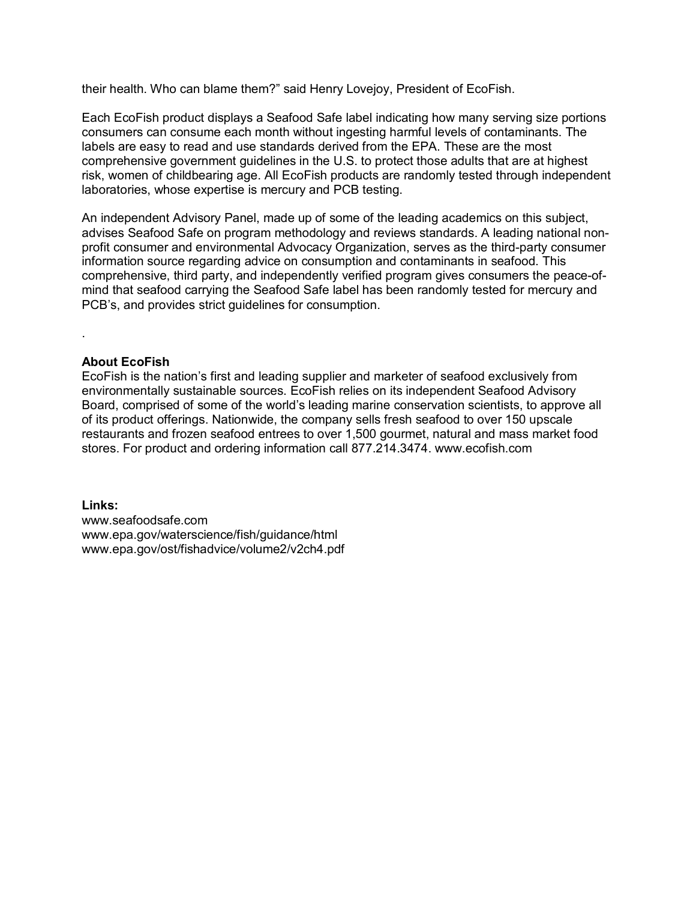their health. Who can blame them?" said Henry Lovejoy, President of EcoFish.

Each EcoFish product displays a Seafood Safe label indicating how many serving size portions consumers can consume each month without ingesting harmful levels of contaminants. The labels are easy to read and use standards derived from the EPA. These are the most comprehensive government guidelines in the U.S. to protect those adults that are at highest risk, women of childbearing age. All EcoFish products are randomly tested through independent laboratories, whose expertise is mercury and PCB testing.

An independent Advisory Panel, made up of some of the leading academics on this subject, advises Seafood Safe on program methodology and reviews standards. A leading national non-profit consumer and environmental Advocacy Organization, serves as the third-party consumer information source regarding advice on consumption and contaminants in seafood. This comprehensive, third party, and independently verified program gives consumers the peace-of-mind that seafood carrying the Seafood Safe label has been randomly tested for mercury and PCB's, and provides strict guidelines for consumption.

.

**About EcoFish**
EcoFish is the nation's first and leading supplier and marketer of seafood exclusively from environmentally sustainable sources. EcoFish relies on its independent Seafood Advisory Board, comprised of some of the world's leading marine conservation scientists, to approve all of its product offerings. Nationwide, the company sells fresh seafood to over 150 upscale restaurants and frozen seafood entrees to over 1,500 gourmet, natural and mass market food stores. For product and ordering information call 877.214.3474. www.ecofish.com

**Links:**
www.seafoodsafe.com
www.epa.gov/waterscience/fish/guidance/html
www.epa.gov/ost/fishadvice/volume2/v2ch4.pdf